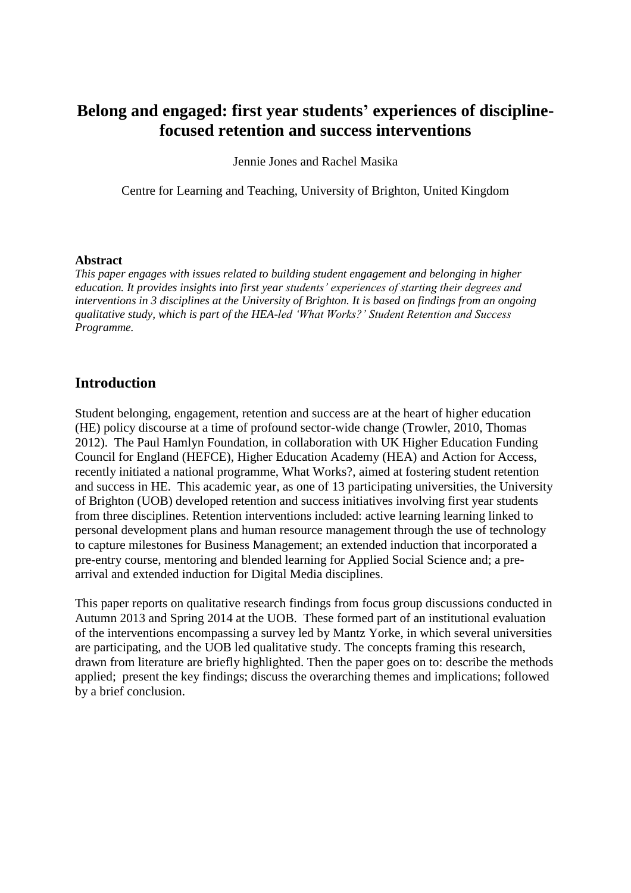# Belong and engaged: first year students' experiences of discipline-focused retention and success interventions

Jennie Jones and Rachel Masika

Centre for Learning and Teaching, University of Brighton, United Kingdom

**Abstract**

*This paper engages with issues related to building student engagement and belonging in higher education. It provides insights into first year students' experiences of starting their degrees and interventions in 3 disciplines at the University of Brighton. It is based on findings from an ongoing qualitative study, which is part of the HEA-led 'What Works?' Student Retention and Success Programme.*

## Introduction

Student belonging, engagement, retention and success are at the heart of higher education (HE) policy discourse at a time of profound sector-wide change (Trowler, 2010, Thomas 2012). The Paul Hamlyn Foundation, in collaboration with UK Higher Education Funding Council for England (HEFCE), Higher Education Academy (HEA) and Action for Access, recently initiated a national programme, What Works?, aimed at fostering student retention and success in HE. This academic year, as one of 13 participating universities, the University of Brighton (UOB) developed retention and success initiatives involving first year students from three disciplines. Retention interventions included: active learning learning linked to personal development plans and human resource management through the use of technology to capture milestones for Business Management; an extended induction that incorporated a pre-entry course, mentoring and blended learning for Applied Social Science and; a pre-arrival and extended induction for Digital Media disciplines.

This paper reports on qualitative research findings from focus group discussions conducted in Autumn 2013 and Spring 2014 at the UOB. These formed part of an institutional evaluation of the interventions encompassing a survey led by Mantz Yorke, in which several universities are participating, and the UOB led qualitative study. The concepts framing this research, drawn from literature are briefly highlighted. Then the paper goes on to: describe the methods applied; present the key findings; discuss the overarching themes and implications; followed by a brief conclusion.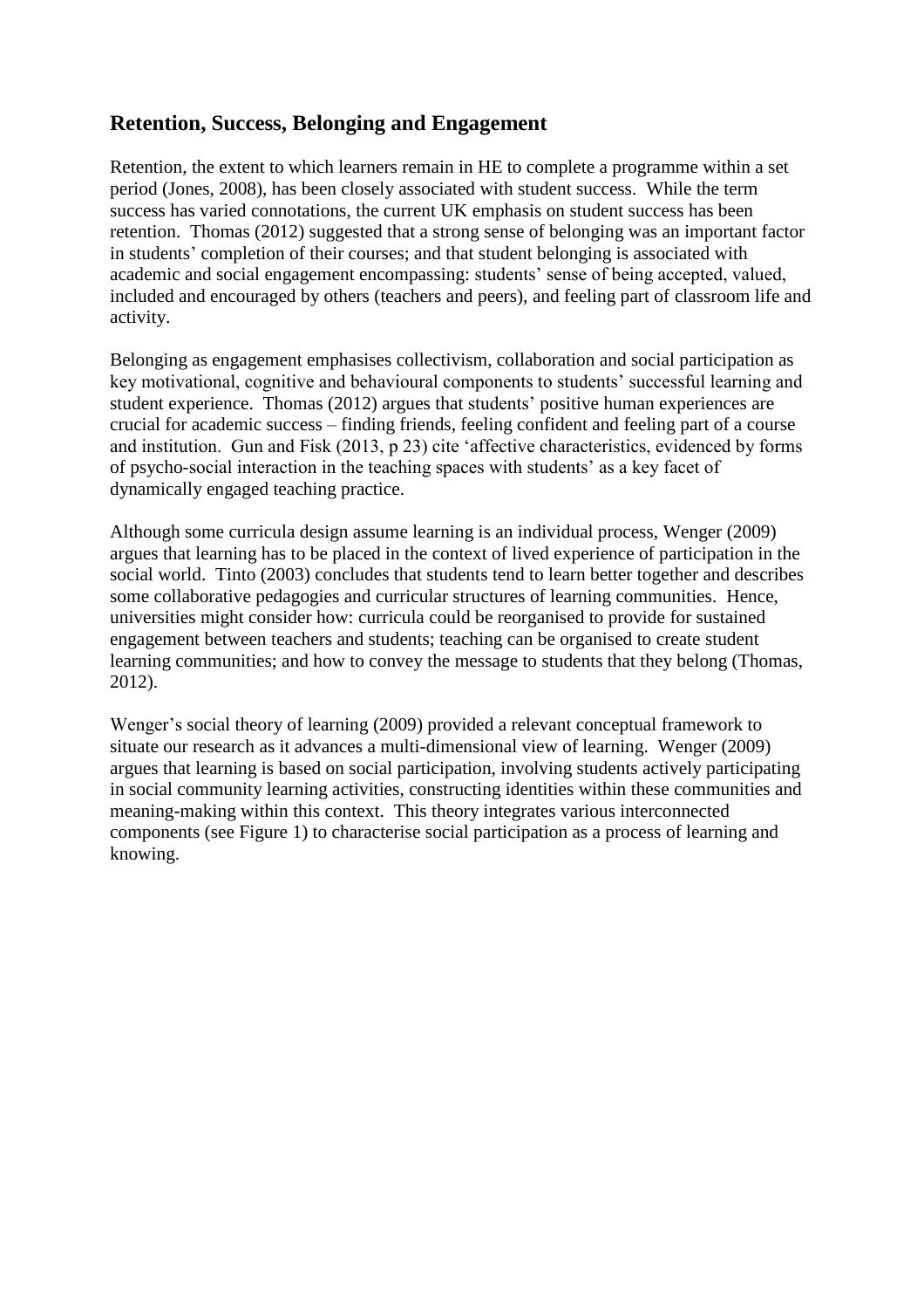## Retention, Success, Belonging and Engagement

Retention, the extent to which learners remain in HE to complete a programme within a set period (Jones, 2008), has been closely associated with student success. While the term success has varied connotations, the current UK emphasis on student success has been retention. Thomas (2012) suggested that a strong sense of belonging was an important factor in students' completion of their courses; and that student belonging is associated with academic and social engagement encompassing: students' sense of being accepted, valued, included and encouraged by others (teachers and peers), and feeling part of classroom life and activity.

Belonging as engagement emphasises collectivism, collaboration and social participation as key motivational, cognitive and behavioural components to students' successful learning and student experience. Thomas (2012) argues that students' positive human experiences are crucial for academic success – finding friends, feeling confident and feeling part of a course and institution. Gun and Fisk (2013, p 23) cite 'affective characteristics, evidenced by forms of psycho-social interaction in the teaching spaces with students' as a key facet of dynamically engaged teaching practice.

Although some curricula design assume learning is an individual process, Wenger (2009) argues that learning has to be placed in the context of lived experience of participation in the social world. Tinto (2003) concludes that students tend to learn better together and describes some collaborative pedagogies and curricular structures of learning communities. Hence, universities might consider how: curricula could be reorganised to provide for sustained engagement between teachers and students; teaching can be organised to create student learning communities; and how to convey the message to students that they belong (Thomas, 2012).

Wenger's social theory of learning (2009) provided a relevant conceptual framework to situate our research as it advances a multi-dimensional view of learning. Wenger (2009) argues that learning is based on social participation, involving students actively participating in social community learning activities, constructing identities within these communities and meaning-making within this context. This theory integrates various interconnected components (see Figure 1) to characterise social participation as a process of learning and knowing.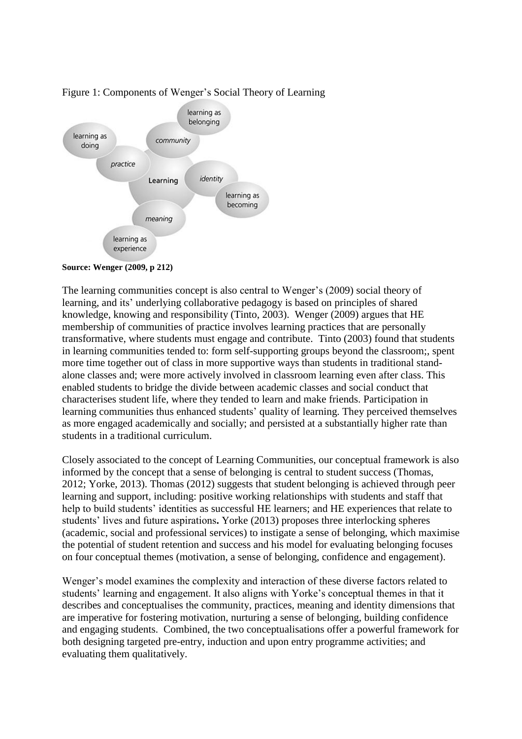Figure 1: Components of Wenger's Social Theory of Learning

**Source: Wenger (2009, p 212)**

The learning communities concept is also central to Wenger's (2009) social theory of learning, and its' underlying collaborative pedagogy is based on principles of shared knowledge, knowing and responsibility (Tinto, 2003). Wenger (2009) argues that HE membership of communities of practice involves learning practices that are personally transformative, where students must engage and contribute. Tinto (2003) found that students in learning communities tended to: form self-supporting groups beyond the classroom;, spent more time together out of class in more supportive ways than students in traditional stand-alone classes and; were more actively involved in classroom learning even after class. This enabled students to bridge the divide between academic classes and social conduct that characterises student life, where they tended to learn and make friends. Participation in learning communities thus enhanced students' quality of learning. They perceived themselves as more engaged academically and socially; and persisted at a substantially higher rate than students in a traditional curriculum.

Closely associated to the concept of Learning Communities, our conceptual framework is also informed by the concept that a sense of belonging is central to student success (Thomas, 2012; Yorke, 2013). Thomas (2012) suggests that student belonging is achieved through peer learning and support, including: positive working relationships with students and staff that help to build students' identities as successful HE learners; and HE experiences that relate to students' lives and future aspirations**.** Yorke (2013) proposes three interlocking spheres (academic, social and professional services) to instigate a sense of belonging, which maximise the potential of student retention and success and his model for evaluating belonging focuses on four conceptual themes (motivation, a sense of belonging, confidence and engagement).

Wenger's model examines the complexity and interaction of these diverse factors related to students' learning and engagement. It also aligns with Yorke's conceptual themes in that it describes and conceptualises the community, practices, meaning and identity dimensions that are imperative for fostering motivation, nurturing a sense of belonging, building confidence and engaging students. Combined, the two conceptualisations offer a powerful framework for both designing targeted pre-entry, induction and upon entry programme activities; and evaluating them qualitatively.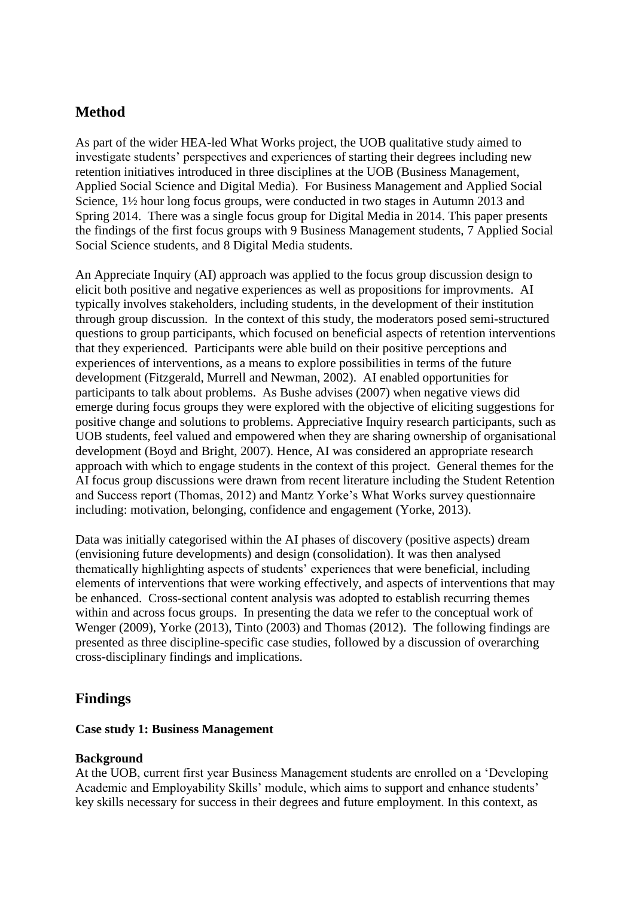## Method

As part of the wider HEA-led What Works project, the UOB qualitative study aimed to investigate students' perspectives and experiences of starting their degrees including new retention initiatives introduced in three disciplines at the UOB (Business Management, Applied Social Science and Digital Media). For Business Management and Applied Social Science, 1½ hour long focus groups, were conducted in two stages in Autumn 2013 and Spring 2014. There was a single focus group for Digital Media in 2014. This paper presents the findings of the first focus groups with 9 Business Management students, 7 Applied Social Social Science students, and 8 Digital Media students.

An Appreciate Inquiry (AI) approach was applied to the focus group discussion design to elicit both positive and negative experiences as well as propositions for improvments. AI typically involves stakeholders, including students, in the development of their institution through group discussion. In the context of this study, the moderators posed semi-structured questions to group participants, which focused on beneficial aspects of retention interventions that they experienced. Participants were able build on their positive perceptions and experiences of interventions, as a means to explore possibilities in terms of the future development (Fitzgerald, Murrell and Newman, 2002). AI enabled opportunities for participants to talk about problems. As Bushe advises (2007) when negative views did emerge during focus groups they were explored with the objective of eliciting suggestions for positive change and solutions to problems. Appreciative Inquiry research participants, such as UOB students, feel valued and empowered when they are sharing ownership of organisational development (Boyd and Bright, 2007). Hence, AI was considered an appropriate research approach with which to engage students in the context of this project. General themes for the AI focus group discussions were drawn from recent literature including the Student Retention and Success report (Thomas, 2012) and Mantz Yorke's What Works survey questionnaire including: motivation, belonging, confidence and engagement (Yorke, 2013).

Data was initially categorised within the AI phases of discovery (positive aspects) dream (envisioning future developments) and design (consolidation). It was then analysed thematically highlighting aspects of students' experiences that were beneficial, including elements of interventions that were working effectively, and aspects of interventions that may be enhanced. Cross-sectional content analysis was adopted to establish recurring themes within and across focus groups. In presenting the data we refer to the conceptual work of Wenger (2009), Yorke (2013), Tinto (2003) and Thomas (2012). The following findings are presented as three discipline-specific case studies, followed by a discussion of overarching cross-disciplinary findings and implications.

## Findings

### Case study 1: Business Management

#### Background

At the UOB, current first year Business Management students are enrolled on a 'Developing Academic and Employability Skills' module, which aims to support and enhance students' key skills necessary for success in their degrees and future employment. In this context, as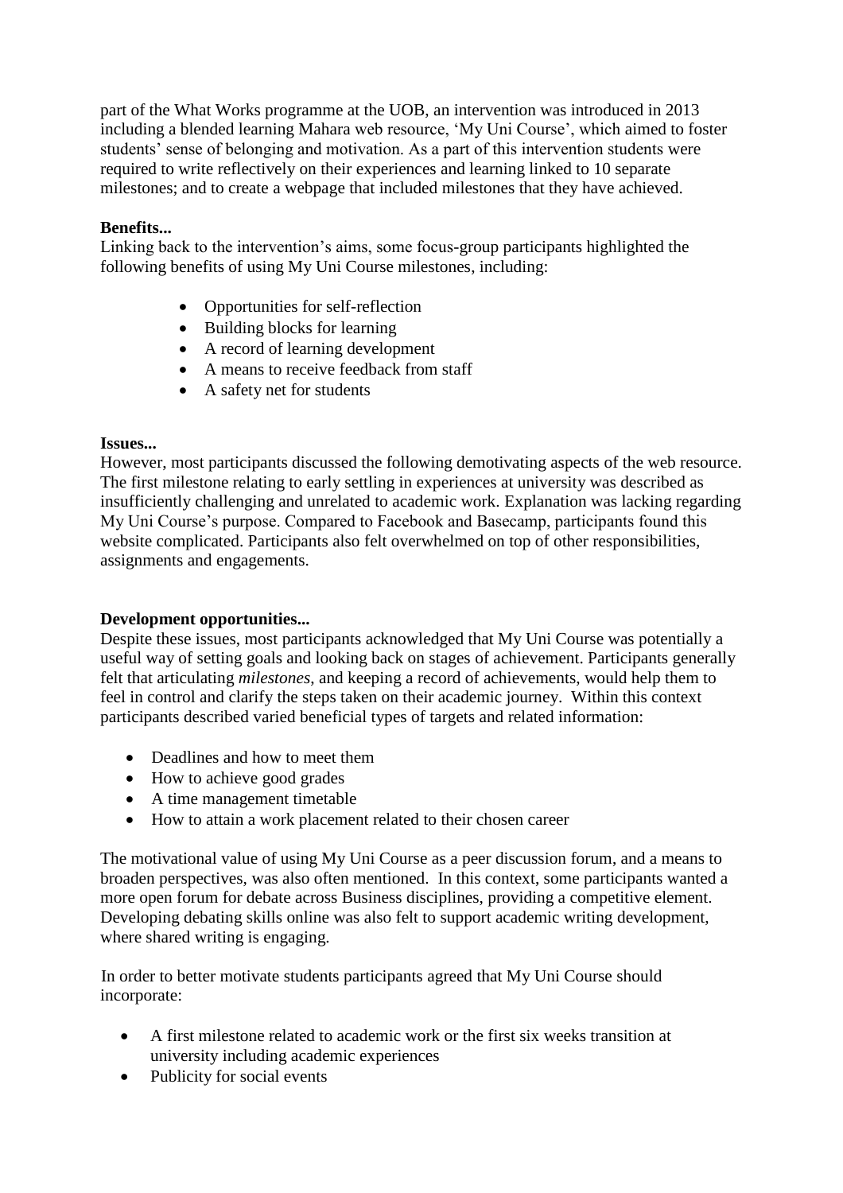part of the What Works programme at the UOB, an intervention was introduced in 2013 including a blended learning Mahara web resource, 'My Uni Course', which aimed to foster students' sense of belonging and motivation. As a part of this intervention students were required to write reflectively on their experiences and learning linked to 10 separate milestones; and to create a webpage that included milestones that they have achieved.

**Benefits...**

Linking back to the intervention's aims, some focus-group participants highlighted the following benefits of using My Uni Course milestones, including:

- Opportunities for self-reflection
- Building blocks for learning
- A record of learning development
- A means to receive feedback from staff
- A safety net for students

**Issues...**

However, most participants discussed the following demotivating aspects of the web resource. The first milestone relating to early settling in experiences at university was described as insufficiently challenging and unrelated to academic work. Explanation was lacking regarding My Uni Course's purpose. Compared to Facebook and Basecamp, participants found this website complicated. Participants also felt overwhelmed on top of other responsibilities, assignments and engagements.

**Development opportunities...**

Despite these issues, most participants acknowledged that My Uni Course was potentially a useful way of setting goals and looking back on stages of achievement. Participants generally felt that articulating *milestones*, and keeping a record of achievements, would help them to feel in control and clarify the steps taken on their academic journey. Within this context participants described varied beneficial types of targets and related information:

- Deadlines and how to meet them
- How to achieve good grades
- A time management timetable
- How to attain a work placement related to their chosen career

The motivational value of using My Uni Course as a peer discussion forum, and a means to broaden perspectives, was also often mentioned. In this context, some participants wanted a more open forum for debate across Business disciplines, providing a competitive element. Developing debating skills online was also felt to support academic writing development, where shared writing is engaging.

In order to better motivate students participants agreed that My Uni Course should incorporate:

- A first milestone related to academic work or the first six weeks transition at university including academic experiences
- Publicity for social events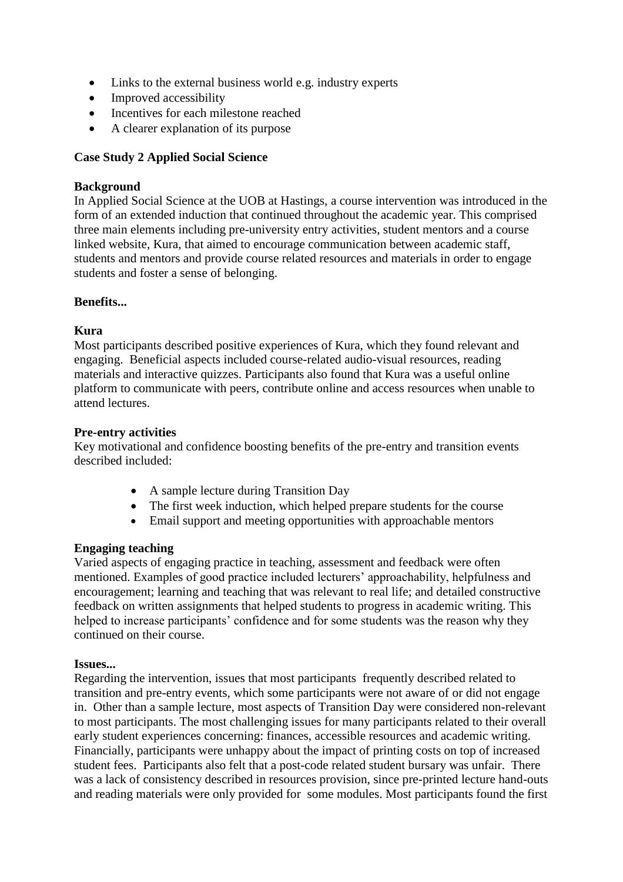- Links to the external business world e.g. industry experts
- Improved accessibility
- Incentives for each milestone reached
- A clearer explanation of its purpose

**Case Study 2 Applied Social Science**

**Background**

In Applied Social Science at the UOB at Hastings, a course intervention was introduced in the form of an extended induction that continued throughout the academic year. This comprised three main elements including pre-university entry activities, student mentors and a course linked website, Kura, that aimed to encourage communication between academic staff, students and mentors and provide course related resources and materials in order to engage students and foster a sense of belonging.

**Benefits...**

**Kura**

Most participants described positive experiences of Kura, which they found relevant and engaging. Beneficial aspects included course-related audio-visual resources, reading materials and interactive quizzes. Participants also found that Kura was a useful online platform to communicate with peers, contribute online and access resources when unable to attend lectures.

**Pre-entry activities**

Key motivational and confidence boosting benefits of the pre-entry and transition events described included:

- A sample lecture during Transition Day
- The first week induction, which helped prepare students for the course
- Email support and meeting opportunities with approachable mentors

**Engaging teaching**

Varied aspects of engaging practice in teaching, assessment and feedback were often mentioned. Examples of good practice included lecturers' approachability, helpfulness and encouragement; learning and teaching that was relevant to real life; and detailed constructive feedback on written assignments that helped students to progress in academic writing. This helped to increase participants' confidence and for some students was the reason why they continued on their course.

**Issues...**

Regarding the intervention, issues that most participants frequently described related to transition and pre-entry events, which some participants were not aware of or did not engage in. Other than a sample lecture, most aspects of Transition Day were considered non-relevant to most participants. The most challenging issues for many participants related to their overall early student experiences concerning: finances, accessible resources and academic writing. Financially, participants were unhappy about the impact of printing costs on top of increased student fees. Participants also felt that a post-code related student bursary was unfair. There was a lack of consistency described in resources provision, since pre-printed lecture hand-outs and reading materials were only provided for some modules. Most participants found the first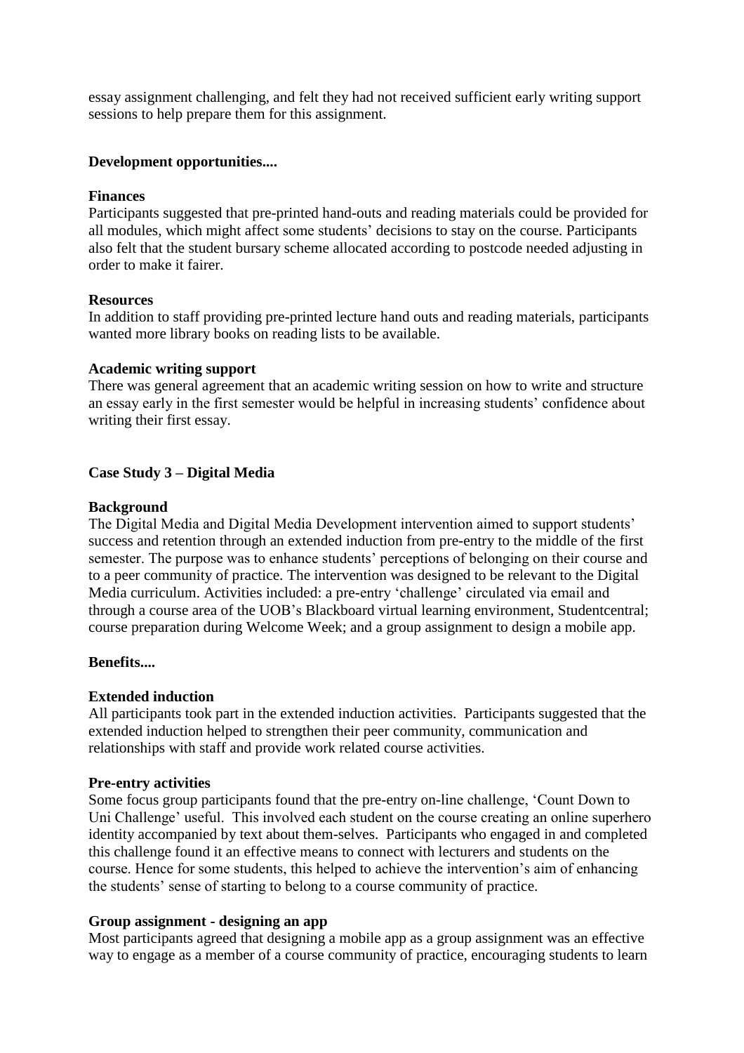essay assignment challenging, and felt they had not received sufficient early writing support sessions to help prepare them for this assignment.

**Development opportunities....**

**Finances**
Participants suggested that pre-printed hand-outs and reading materials could be provided for all modules, which might affect some students' decisions to stay on the course. Participants also felt that the student bursary scheme allocated according to postcode needed adjusting in order to make it fairer.

**Resources**
In addition to staff providing pre-printed lecture hand outs and reading materials, participants wanted more library books on reading lists to be available.

**Academic writing support**
There was general agreement that an academic writing session on how to write and structure an essay early in the first semester would be helpful in increasing students' confidence about writing their first essay.

## Case Study 3 – Digital Media

**Background**
The Digital Media and Digital Media Development intervention aimed to support students' success and retention through an extended induction from pre-entry to the middle of the first semester. The purpose was to enhance students' perceptions of belonging on their course and to a peer community of practice. The intervention was designed to be relevant to the Digital Media curriculum. Activities included: a pre-entry 'challenge' circulated via email and through a course area of the UOB's Blackboard virtual learning environment, Studentcentral; course preparation during Welcome Week; and a group assignment to design a mobile app.

**Benefits....**

**Extended induction**
All participants took part in the extended induction activities. Participants suggested that the extended induction helped to strengthen their peer community, communication and relationships with staff and provide work related course activities.

**Pre-entry activities**
Some focus group participants found that the pre-entry on-line challenge, 'Count Down to Uni Challenge' useful. This involved each student on the course creating an online superhero identity accompanied by text about them-selves. Participants who engaged in and completed this challenge found it an effective means to connect with lecturers and students on the course. Hence for some students, this helped to achieve the intervention's aim of enhancing the students' sense of starting to belong to a course community of practice.

**Group assignment - designing an app**
Most participants agreed that designing a mobile app as a group assignment was an effective way to engage as a member of a course community of practice, encouraging students to learn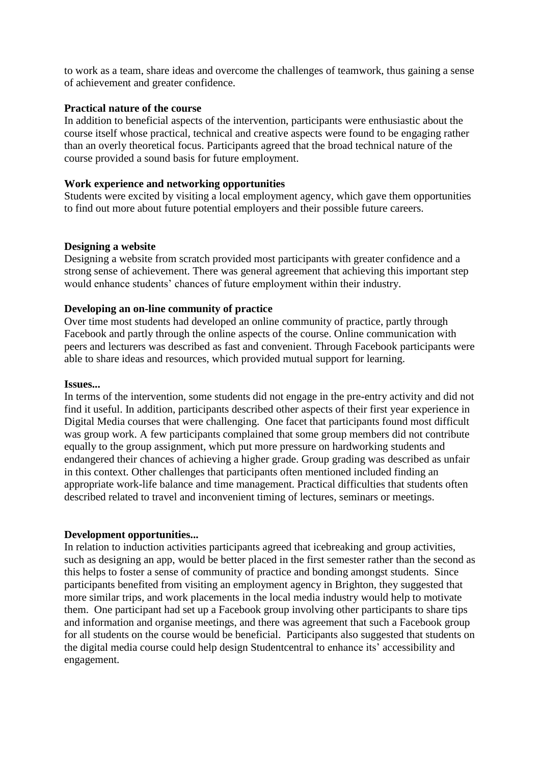to work as a team, share ideas and overcome the challenges of teamwork, thus gaining a sense of achievement and greater confidence.

**Practical nature of the course**

In addition to beneficial aspects of the intervention, participants were enthusiastic about the course itself whose practical, technical and creative aspects were found to be engaging rather than an overly theoretical focus. Participants agreed that the broad technical nature of the course provided a sound basis for future employment.

**Work experience and networking opportunities**

Students were excited by visiting a local employment agency, which gave them opportunities to find out more about future potential employers and their possible future careers.

**Designing a website**

Designing a website from scratch provided most participants with greater confidence and a strong sense of achievement. There was general agreement that achieving this important step would enhance students' chances of future employment within their industry.

**Developing an on-line community of practice**

Over time most students had developed an online community of practice, partly through Facebook and partly through the online aspects of the course. Online communication with peers and lecturers was described as fast and convenient. Through Facebook participants were able to share ideas and resources, which provided mutual support for learning.

**Issues...**

In terms of the intervention, some students did not engage in the pre-entry activity and did not find it useful. In addition, participants described other aspects of their first year experience in Digital Media courses that were challenging. One facet that participants found most difficult was group work. A few participants complained that some group members did not contribute equally to the group assignment, which put more pressure on hardworking students and endangered their chances of achieving a higher grade. Group grading was described as unfair in this context. Other challenges that participants often mentioned included finding an appropriate work-life balance and time management. Practical difficulties that students often described related to travel and inconvenient timing of lectures, seminars or meetings.

**Development opportunities...**

In relation to induction activities participants agreed that icebreaking and group activities, such as designing an app, would be better placed in the first semester rather than the second as this helps to foster a sense of community of practice and bonding amongst students. Since participants benefited from visiting an employment agency in Brighton, they suggested that more similar trips, and work placements in the local media industry would help to motivate them. One participant had set up a Facebook group involving other participants to share tips and information and organise meetings, and there was agreement that such a Facebook group for all students on the course would be beneficial. Participants also suggested that students on the digital media course could help design Studentcentral to enhance its' accessibility and engagement.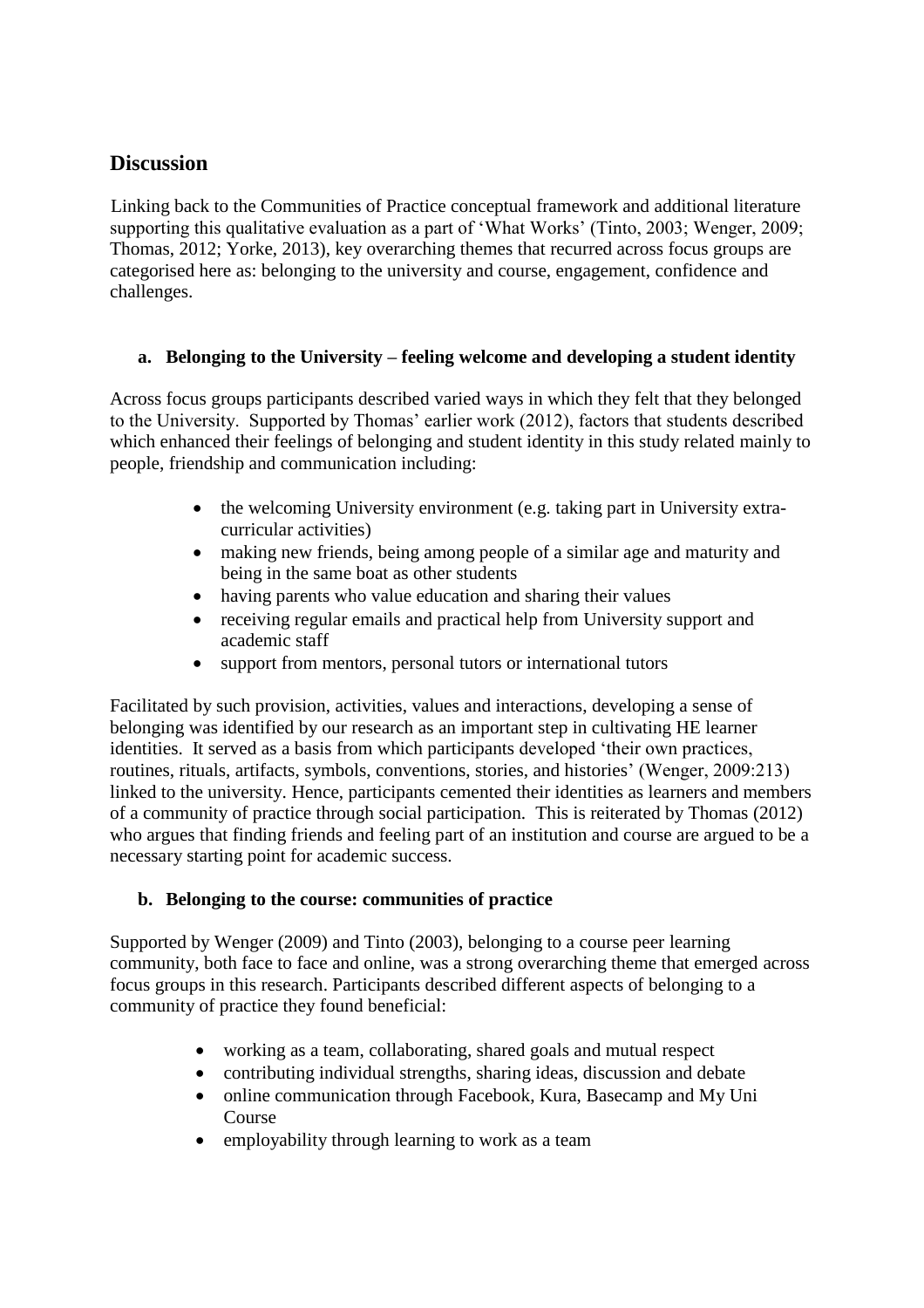## Discussion

Linking back to the Communities of Practice conceptual framework and additional literature supporting this qualitative evaluation as a part of 'What Works' (Tinto, 2003; Wenger, 2009; Thomas, 2012; Yorke, 2013), key overarching themes that recurred across focus groups are categorised here as: belonging to the university and course, engagement, confidence and challenges.

### a. Belonging to the University – feeling welcome and developing a student identity

Across focus groups participants described varied ways in which they felt that they belonged to the University. Supported by Thomas' earlier work (2012), factors that students described which enhanced their feelings of belonging and student identity in this study related mainly to people, friendship and communication including:

- the welcoming University environment (e.g. taking part in University extra-curricular activities)
- making new friends, being among people of a similar age and maturity and being in the same boat as other students
- having parents who value education and sharing their values
- receiving regular emails and practical help from University support and academic staff
- support from mentors, personal tutors or international tutors

Facilitated by such provision, activities, values and interactions, developing a sense of belonging was identified by our research as an important step in cultivating HE learner identities. It served as a basis from which participants developed 'their own practices, routines, rituals, artifacts, symbols, conventions, stories, and histories' (Wenger, 2009:213) linked to the university. Hence, participants cemented their identities as learners and members of a community of practice through social participation. This is reiterated by Thomas (2012) who argues that finding friends and feeling part of an institution and course are argued to be a necessary starting point for academic success.

### b. Belonging to the course: communities of practice

Supported by Wenger (2009) and Tinto (2003), belonging to a course peer learning community, both face to face and online, was a strong overarching theme that emerged across focus groups in this research. Participants described different aspects of belonging to a community of practice they found beneficial:

- working as a team, collaborating, shared goals and mutual respect
- contributing individual strengths, sharing ideas, discussion and debate
- online communication through Facebook, Kura, Basecamp and My Uni Course
- employability through learning to work as a team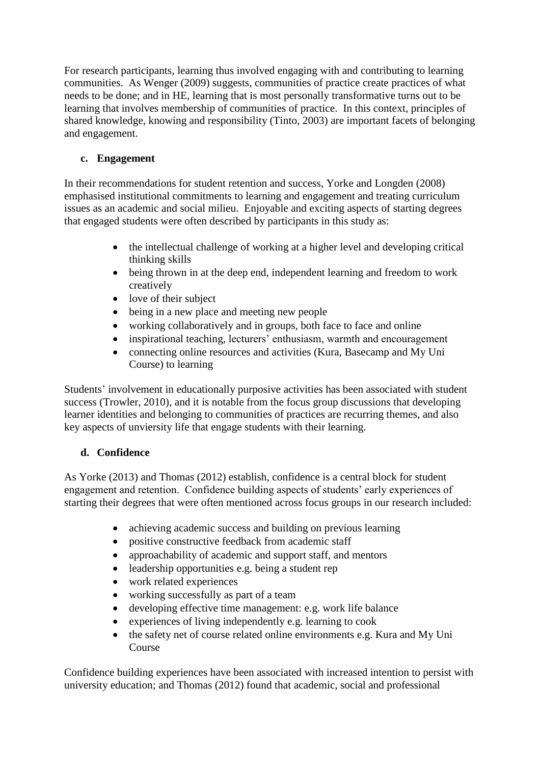For research participants, learning thus involved engaging with and contributing to learning communities. As Wenger (2009) suggests, communities of practice create practices of what needs to be done; and in HE, learning that is most personally transformative turns out to be learning that involves membership of communities of practice. In this context, principles of shared knowledge, knowing and responsibility (Tinto, 2003) are important facets of belonging and engagement.

### c. Engagement

In their recommendations for student retention and success, Yorke and Longden (2008) emphasised institutional commitments to learning and engagement and treating curriculum issues as an academic and social milieu. Enjoyable and exciting aspects of starting degrees that engaged students were often described by participants in this study as:

- the intellectual challenge of working at a higher level and developing critical thinking skills
- being thrown in at the deep end, independent learning and freedom to work creatively
- love of their subject
- being in a new place and meeting new people
- working collaboratively and in groups, both face to face and online
- inspirational teaching, lecturers' enthusiasm, warmth and encouragement
- connecting online resources and activities (Kura, Basecamp and My Uni Course) to learning

Students' involvement in educationally purposive activities has been associated with student success (Trowler, 2010), and it is notable from the focus group discussions that developing learner identities and belonging to communities of practices are recurring themes, and also key aspects of unviersity life that engage students with their learning.

### d. Confidence

As Yorke (2013) and Thomas (2012) establish, confidence is a central block for student engagement and retention. Confidence building aspects of students' early experiences of starting their degrees that were often mentioned across focus groups in our research included:

- achieving academic success and building on previous learning
- positive constructive feedback from academic staff
- approachability of academic and support staff, and mentors
- leadership opportunities e.g. being a student rep
- work related experiences
- working successfully as part of a team
- developing effective time management: e.g. work life balance
- experiences of living independently e.g. learning to cook
- the safety net of course related online environments e.g. Kura and My Uni Course

Confidence building experiences have been associated with increased intention to persist with university education; and Thomas (2012) found that academic, social and professional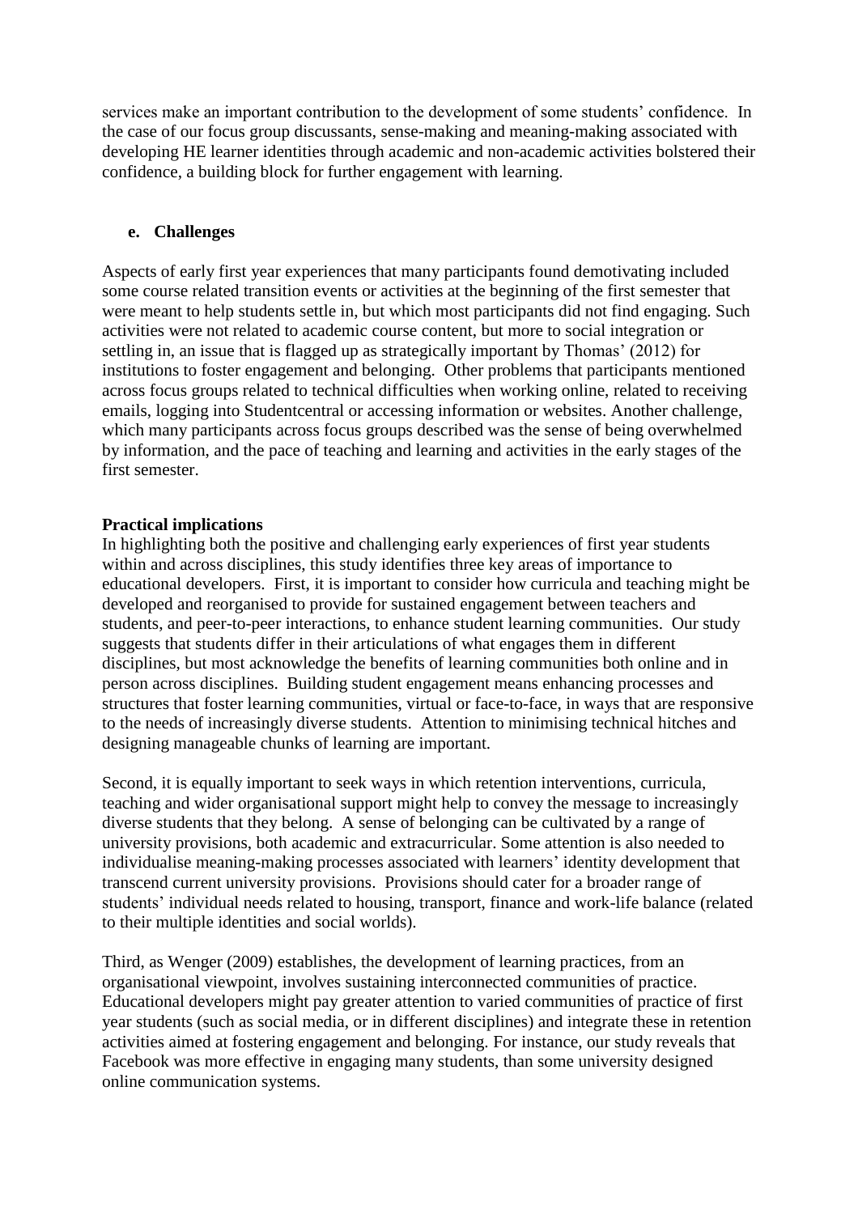services make an important contribution to the development of some students' confidence. In the case of our focus group discussants, sense-making and meaning-making associated with developing HE learner identities through academic and non-academic activities bolstered their confidence, a building block for further engagement with learning.

### e. Challenges

Aspects of early first year experiences that many participants found demotivating included some course related transition events or activities at the beginning of the first semester that were meant to help students settle in, but which most participants did not find engaging. Such activities were not related to academic course content, but more to social integration or settling in, an issue that is flagged up as strategically important by Thomas' (2012) for institutions to foster engagement and belonging. Other problems that participants mentioned across focus groups related to technical difficulties when working online, related to receiving emails, logging into Studentcentral or accessing information or websites. Another challenge, which many participants across focus groups described was the sense of being overwhelmed by information, and the pace of teaching and learning and activities in the early stages of the first semester.

## Practical implications

In highlighting both the positive and challenging early experiences of first year students within and across disciplines, this study identifies three key areas of importance to educational developers. First, it is important to consider how curricula and teaching might be developed and reorganised to provide for sustained engagement between teachers and students, and peer-to-peer interactions, to enhance student learning communities. Our study suggests that students differ in their articulations of what engages them in different disciplines, but most acknowledge the benefits of learning communities both online and in person across disciplines. Building student engagement means enhancing processes and structures that foster learning communities, virtual or face-to-face, in ways that are responsive to the needs of increasingly diverse students. Attention to minimising technical hitches and designing manageable chunks of learning are important.

Second, it is equally important to seek ways in which retention interventions, curricula, teaching and wider organisational support might help to convey the message to increasingly diverse students that they belong. A sense of belonging can be cultivated by a range of university provisions, both academic and extracurricular. Some attention is also needed to individualise meaning-making processes associated with learners' identity development that transcend current university provisions. Provisions should cater for a broader range of students' individual needs related to housing, transport, finance and work-life balance (related to their multiple identities and social worlds).

Third, as Wenger (2009) establishes, the development of learning practices, from an organisational viewpoint, involves sustaining interconnected communities of practice. Educational developers might pay greater attention to varied communities of practice of first year students (such as social media, or in different disciplines) and integrate these in retention activities aimed at fostering engagement and belonging. For instance, our study reveals that Facebook was more effective in engaging many students, than some university designed online communication systems.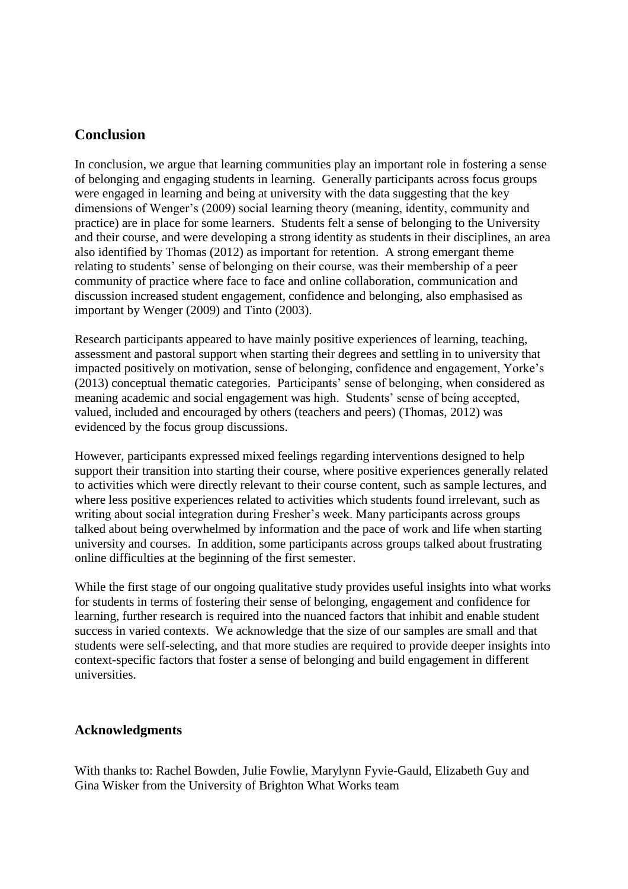## Conclusion

In conclusion, we argue that learning communities play an important role in fostering a sense of belonging and engaging students in learning. Generally participants across focus groups were engaged in learning and being at university with the data suggesting that the key dimensions of Wenger's (2009) social learning theory (meaning, identity, community and practice) are in place for some learners. Students felt a sense of belonging to the University and their course, and were developing a strong identity as students in their disciplines, an area also identified by Thomas (2012) as important for retention. A strong emergant theme relating to students' sense of belonging on their course, was their membership of a peer community of practice where face to face and online collaboration, communication and discussion increased student engagement, confidence and belonging, also emphasised as important by Wenger (2009) and Tinto (2003).

Research participants appeared to have mainly positive experiences of learning, teaching, assessment and pastoral support when starting their degrees and settling in to university that impacted positively on motivation, sense of belonging, confidence and engagement, Yorke's (2013) conceptual thematic categories. Participants' sense of belonging, when considered as meaning academic and social engagement was high. Students' sense of being accepted, valued, included and encouraged by others (teachers and peers) (Thomas, 2012) was evidenced by the focus group discussions.

However, participants expressed mixed feelings regarding interventions designed to help support their transition into starting their course, where positive experiences generally related to activities which were directly relevant to their course content, such as sample lectures, and where less positive experiences related to activities which students found irrelevant, such as writing about social integration during Fresher's week. Many participants across groups talked about being overwhelmed by information and the pace of work and life when starting university and courses. In addition, some participants across groups talked about frustrating online difficulties at the beginning of the first semester.

While the first stage of our ongoing qualitative study provides useful insights into what works for students in terms of fostering their sense of belonging, engagement and confidence for learning, further research is required into the nuanced factors that inhibit and enable student success in varied contexts. We acknowledge that the size of our samples are small and that students were self-selecting, and that more studies are required to provide deeper insights into context-specific factors that foster a sense of belonging and build engagement in different universities.

## Acknowledgments

With thanks to: Rachel Bowden, Julie Fowlie, Marylynn Fyvie-Gauld, Elizabeth Guy and Gina Wisker from the University of Brighton What Works team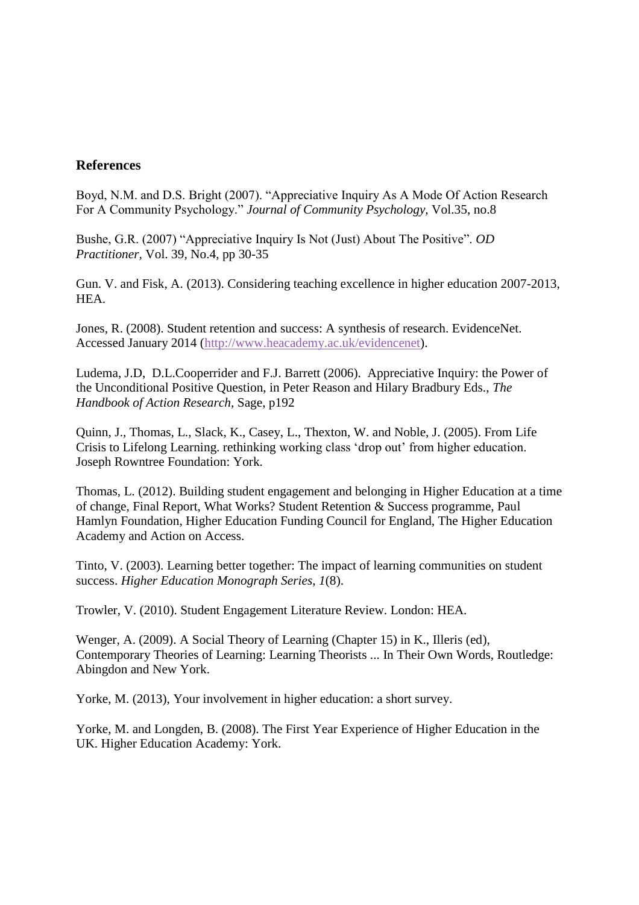## References

Boyd, N.M. and D.S. Bright (2007). "Appreciative Inquiry As A Mode Of Action Research For A Community Psychology." *Journal of Community Psychology,* Vol.35, no.8

Bushe, G.R. (2007) "Appreciative Inquiry Is Not (Just) About The Positive". *OD Practitioner,* Vol. 39, No.4, pp 30-35

Gun. V. and Fisk, A. (2013). Considering teaching excellence in higher education 2007-2013, HEA.

Jones, R. (2008). Student retention and success: A synthesis of research. EvidenceNet. Accessed January 2014 (http://www.heacademy.ac.uk/evidencenet).

Ludema, J.D, D.L.Cooperrider and F.J. Barrett (2006). Appreciative Inquiry: the Power of the Unconditional Positive Question, in Peter Reason and Hilary Bradbury Eds., *The Handbook of Action Research,* Sage, p192

Quinn, J., Thomas, L., Slack, K., Casey, L., Thexton, W. and Noble, J. (2005). From Life Crisis to Lifelong Learning. rethinking working class 'drop out' from higher education. Joseph Rowntree Foundation: York.

Thomas, L. (2012). Building student engagement and belonging in Higher Education at a time of change, Final Report, What Works? Student Retention & Success programme, Paul Hamlyn Foundation, Higher Education Funding Council for England, The Higher Education Academy and Action on Access.

Tinto, V. (2003). Learning better together: The impact of learning communities on student success. *Higher Education Monograph Series, 1*(8).

Trowler, V. (2010). Student Engagement Literature Review. London: HEA.

Wenger, A. (2009). A Social Theory of Learning (Chapter 15) in K., Illeris (ed), Contemporary Theories of Learning: Learning Theorists ... In Their Own Words, Routledge: Abingdon and New York.

Yorke, M. (2013), Your involvement in higher education: a short survey.

Yorke, M. and Longden, B. (2008). The First Year Experience of Higher Education in the UK. Higher Education Academy: York.